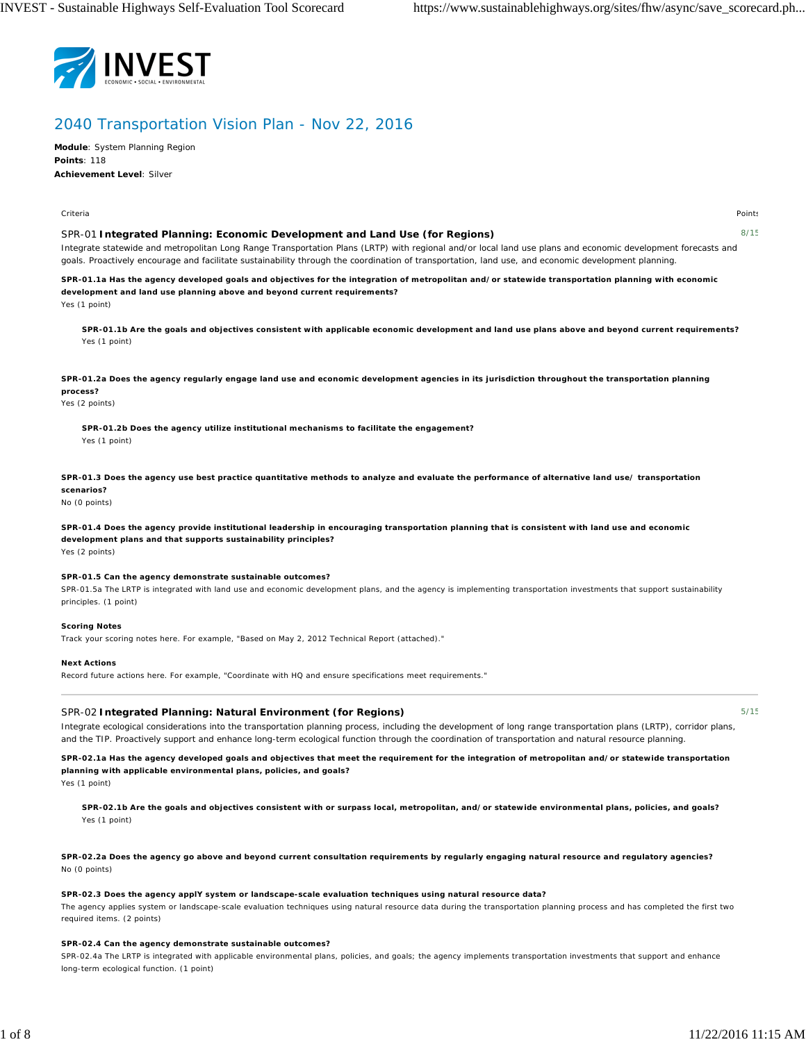# 2040 Transportation Vision Plan - Nov 22, 2016

**Module**: System Planning Region
**Points**: 118
**Achievement Level**: Silver

Criteria | Points

## SPR-01 **Integrated Planning: Economic Development and Land Use (for Regions)** — 8/15

Integrate statewide and metropolitan Long Range Transportation Plans (LRTP) with regional and/or local land use plans and economic development forecasts and goals. Proactively encourage and facilitate sustainability through the coordination of transportation, land use, and economic development planning.

**SPR-01.1a Has the agency developed goals and objectives for the integration of metropolitan and/or statewide transportation planning with economic development and land use planning above and beyond current requirements?**
Yes (1 point)

> **SPR-01.1b Are the goals and objectives consistent with applicable economic development and land use plans above and beyond current requirements?**
> Yes (1 point)

**SPR-01.2a Does the agency regularly engage land use and economic development agencies in its jurisdiction throughout the transportation planning process?**
Yes (2 points)

> **SPR-01.2b Does the agency utilize institutional mechanisms to facilitate the engagement?**
> Yes (1 point)

**SPR-01.3 Does the agency use best practice quantitative methods to analyze and evaluate the performance of alternative land use/ transportation scenarios?**
No (0 points)

**SPR-01.4 Does the agency provide institutional leadership in encouraging transportation planning that is consistent with land use and economic development plans and that supports sustainability principles?**
Yes (2 points)

**SPR-01.5 Can the agency demonstrate sustainable outcomes?**
SPR-01.5a The LRTP is integrated with land use and economic development plans, and the agency is implementing transportation investments that support sustainability principles. (1 point)

**Scoring Notes**
Track your scoring notes here. For example, "Based on May 2, 2012 Technical Report (attached)."

**Next Actions**
Record future actions here. For example, "Coordinate with HQ and ensure specifications meet requirements."

---

## SPR-02 **Integrated Planning: Natural Environment (for Regions)** — 5/15

Integrate ecological considerations into the transportation planning process, including the development of long range transportation plans (LRTP), corridor plans, and the TIP. Proactively support and enhance long-term ecological function through the coordination of transportation and natural resource planning.

**SPR-02.1a Has the agency developed goals and objectives that meet the requirement for the integration of metropolitan and/or statewide transportation planning with applicable environmental plans, policies, and goals?**
Yes (1 point)

> **SPR-02.1b Are the goals and objectives consistent with or surpass local, metropolitan, and/or statewide environmental plans, policies, and goals?**
> Yes (1 point)

**SPR-02.2a Does the agency go above and beyond current consultation requirements by regularly engaging natural resource and regulatory agencies?**
No (0 points)

**SPR-02.3 Does the agency applY system or landscape-scale evaluation techniques using natural resource data?**
The agency applies system or landscape-scale evaluation techniques using natural resource data during the transportation planning process and has completed the first two required items. (2 points)

**SPR-02.4 Can the agency demonstrate sustainable outcomes?**
SPR-02.4a The LRTP is integrated with applicable environmental plans, policies, and goals; the agency implements transportation investments that support and enhance long-term ecological function. (1 point)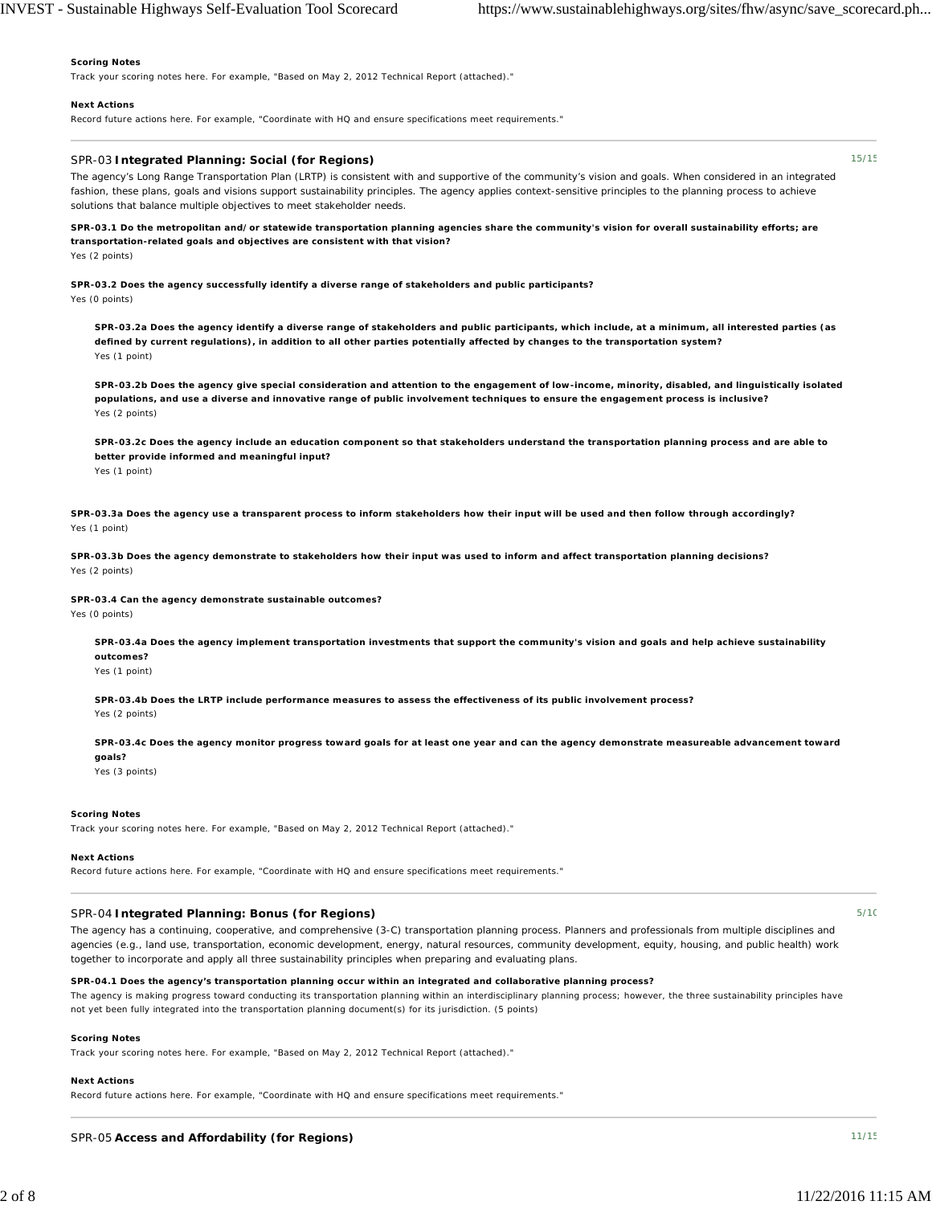**Scoring Notes**

Track your scoring notes here. For example, "Based on May 2, 2012 Technical Report (attached)."

**Next Actions**

Record future actions here. For example, "Coordinate with HQ and ensure specifications meet requirements."

---

## SPR-03 Integrated Planning: Social (for Regions)

15/15

The agency's Long Range Transportation Plan (LRTP) is consistent with and supportive of the community's vision and goals. When considered in an integrated fashion, these plans, goals and visions support sustainability principles. The agency applies context-sensitive principles to the planning process to achieve solutions that balance multiple objectives to meet stakeholder needs.

**SPR-03.1 Do the metropolitan and/or statewide transportation planning agencies share the community's vision for overall sustainability efforts; are transportation-related goals and objectives are consistent with that vision?**
Yes (2 points)

**SPR-03.2 Does the agency successfully identify a diverse range of stakeholders and public participants?**
Yes (0 points)

> **SPR-03.2a Does the agency identify a diverse range of stakeholders and public participants, which include, at a minimum, all interested parties (as defined by current regulations), in addition to all other parties potentially affected by changes to the transportation system?**
> Yes (1 point)
>
> **SPR-03.2b Does the agency give special consideration and attention to the engagement of low-income, minority, disabled, and linguistically isolated populations, and use a diverse and innovative range of public involvement techniques to ensure the engagement process is inclusive?**
> Yes (2 points)
>
> **SPR-03.2c Does the agency include an education component so that stakeholders understand the transportation planning process and are able to better provide informed and meaningful input?**
> Yes (1 point)

**SPR-03.3a Does the agency use a transparent process to inform stakeholders how their input will be used and then follow through accordingly?**
Yes (1 point)

**SPR-03.3b Does the agency demonstrate to stakeholders how their input was used to inform and affect transportation planning decisions?**
Yes (2 points)

**SPR-03.4 Can the agency demonstrate sustainable outcomes?**
Yes (0 points)

> **SPR-03.4a Does the agency implement transportation investments that support the community's vision and goals and help achieve sustainability outcomes?**
> Yes (1 point)
>
> **SPR-03.4b Does the LRTP include performance measures to assess the effectiveness of its public involvement process?**
> Yes (2 points)
>
> **SPR-03.4c Does the agency monitor progress toward goals for at least one year and can the agency demonstrate measureable advancement toward goals?**
> Yes (3 points)

**Scoring Notes**

Track your scoring notes here. For example, "Based on May 2, 2012 Technical Report (attached)."

**Next Actions**

Record future actions here. For example, "Coordinate with HQ and ensure specifications meet requirements."

---

## SPR-04 Integrated Planning: Bonus (for Regions)

5/10

The agency has a continuing, cooperative, and comprehensive (3-C) transportation planning process. Planners and professionals from multiple disciplines and agencies (e.g., land use, transportation, economic development, energy, natural resources, community development, equity, housing, and public health) work together to incorporate and apply all three sustainability principles when preparing and evaluating plans.

**SPR-04.1 Does the agency's transportation planning occur within an integrated and collaborative planning process?**
The agency is making progress toward conducting its transportation planning within an interdisciplinary planning process; however, the three sustainability principles have not yet been fully integrated into the transportation planning document(s) for its jurisdiction. (5 points)

**Scoring Notes**

Track your scoring notes here. For example, "Based on May 2, 2012 Technical Report (attached)."

**Next Actions**

Record future actions here. For example, "Coordinate with HQ and ensure specifications meet requirements."

---

## SPR-05 Access and Affordability (for Regions)

11/15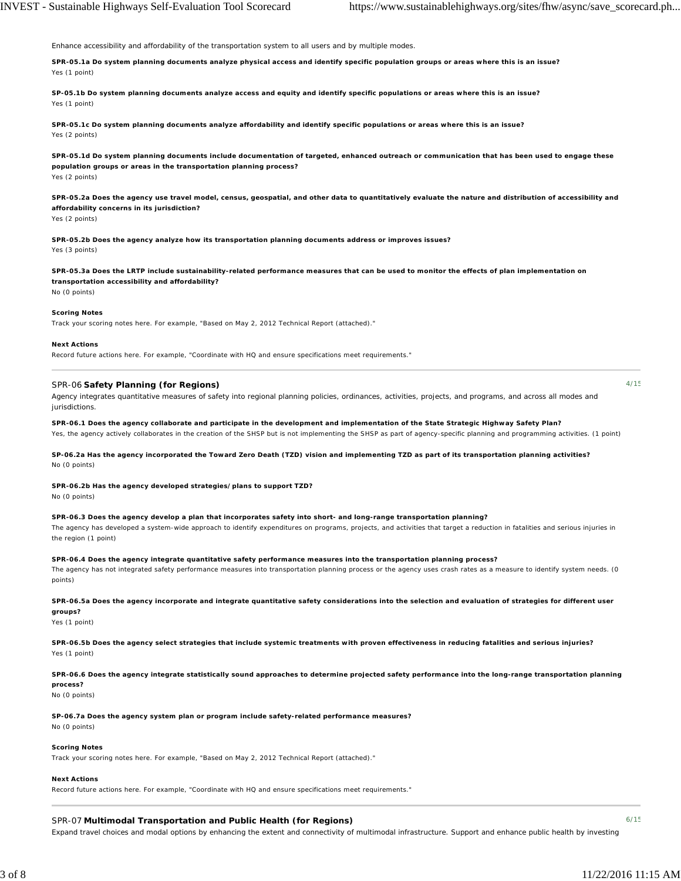Enhance accessibility and affordability of the transportation system to all users and by multiple modes.

**SPR-05.1a Do system planning documents analyze physical access and identify specific population groups or areas where this is an issue?**
Yes (1 point)

**SP-05.1b Do system planning documents analyze access and equity and identify specific populations or areas where this is an issue?**
Yes (1 point)

**SPR-05.1c Do system planning documents analyze affordability and identify specific populations or areas where this is an issue?**
Yes (2 points)

**SPR-05.1d Do system planning documents include documentation of targeted, enhanced outreach or communication that has been used to engage these population groups or areas in the transportation planning process?**
Yes (2 points)

**SPR-05.2a Does the agency use travel model, census, geospatial, and other data to quantitatively evaluate the nature and distribution of accessibility and affordability concerns in its jurisdiction?**
Yes (2 points)

**SPR-05.2b Does the agency analyze how its transportation planning documents address or improves issues?**
Yes (3 points)

**SPR-05.3a Does the LRTP include sustainability-related performance measures that can be used to monitor the effects of plan implementation on transportation accessibility and affordability?**
No (0 points)

**Scoring Notes**
Track your scoring notes here. For example, "Based on May 2, 2012 Technical Report (attached)."

**Next Actions**
Record future actions here. For example, "Coordinate with HQ and ensure specifications meet requirements."

---

## SPR-06 Safety Planning (for Regions)

4/15

Agency integrates quantitative measures of safety into regional planning policies, ordinances, activities, projects, and programs, and across all modes and jurisdictions.

**SPR-06.1 Does the agency collaborate and participate in the development and implementation of the State Strategic Highway Safety Plan?**
Yes, the agency actively collaborates in the creation of the SHSP but is not implementing the SHSP as part of agency-specific planning and programming activities. (1 point)

**SP-06.2a Has the agency incorporated the Toward Zero Death (TZD) vision and implementing TZD as part of its transportation planning activities?**
No (0 points)

**SPR-06.2b Has the agency developed strategies/plans to support TZD?**
No (0 points)

**SPR-06.3 Does the agency develop a plan that incorporates safety into short- and long-range transportation planning?**
The agency has developed a system-wide approach to identify expenditures on programs, projects, and activities that target a reduction in fatalities and serious injuries in the region (1 point)

**SPR-06.4 Does the agency integrate quantitative safety performance measures into the transportation planning process?**
The agency has not integrated safety performance measures into transportation planning process or the agency uses crash rates as a measure to identify system needs. (0 points)

**SPR-06.5a Does the agency incorporate and integrate quantitative safety considerations into the selection and evaluation of strategies for different user groups?**
Yes (1 point)

**SPR-06.5b Does the agency select strategies that include systemic treatments with proven effectiveness in reducing fatalities and serious injuries?**
Yes (1 point)

**SPR-06.6 Does the agency integrate statistically sound approaches to determine projected safety performance into the long-range transportation planning process?**
No (0 points)

**SP-06.7a Does the agency system plan or program include safety-related performance measures?**
No (0 points)

**Scoring Notes**
Track your scoring notes here. For example, "Based on May 2, 2012 Technical Report (attached)."

**Next Actions**
Record future actions here. For example, "Coordinate with HQ and ensure specifications meet requirements."

---

## SPR-07 Multimodal Transportation and Public Health (for Regions)

6/15

Expand travel choices and modal options by enhancing the extent and connectivity of multimodal infrastructure. Support and enhance public health by investing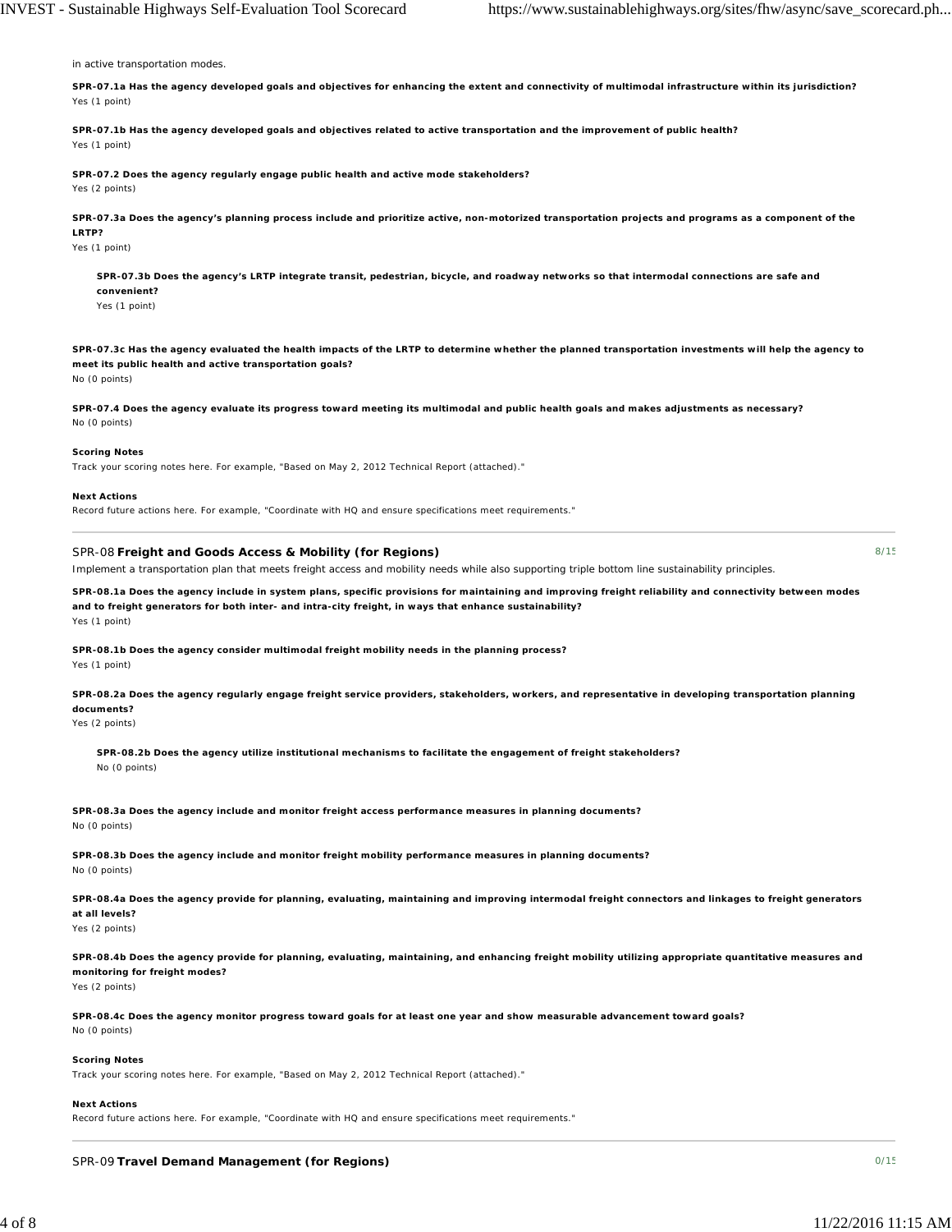in active transportation modes.

**SPR-07.1a Has the agency developed goals and objectives for enhancing the extent and connectivity of multimodal infrastructure within its jurisdiction?**
Yes (1 point)

**SPR-07.1b Has the agency developed goals and objectives related to active transportation and the improvement of public health?**
Yes (1 point)

**SPR-07.2 Does the agency regularly engage public health and active mode stakeholders?**
Yes (2 points)

**SPR-07.3a Does the agency's planning process include and prioritize active, non-motorized transportation projects and programs as a component of the LRTP?**
Yes (1 point)

> **SPR-07.3b Does the agency's LRTP integrate transit, pedestrian, bicycle, and roadway networks so that intermodal connections are safe and convenient?**
> Yes (1 point)

**SPR-07.3c Has the agency evaluated the health impacts of the LRTP to determine whether the planned transportation investments will help the agency to meet its public health and active transportation goals?**
No (0 points)

**SPR-07.4 Does the agency evaluate its progress toward meeting its multimodal and public health goals and makes adjustments as necessary?**
No (0 points)

**Scoring Notes**
Track your scoring notes here. For example, "Based on May 2, 2012 Technical Report (attached)."

**Next Actions**
Record future actions here. For example, "Coordinate with HQ and ensure specifications meet requirements."

---

## SPR-08 **Freight and Goods Access & Mobility (for Regions)** 8/15

Implement a transportation plan that meets freight access and mobility needs while also supporting triple bottom line sustainability principles.

**SPR-08.1a Does the agency include in system plans, specific provisions for maintaining and improving freight reliability and connectivity between modes and to freight generators for both inter- and intra-city freight, in ways that enhance sustainability?**
Yes (1 point)

**SPR-08.1b Does the agency consider multimodal freight mobility needs in the planning process?**
Yes (1 point)

**SPR-08.2a Does the agency regularly engage freight service providers, stakeholders, workers, and representative in developing transportation planning documents?**
Yes (2 points)

> **SPR-08.2b Does the agency utilize institutional mechanisms to facilitate the engagement of freight stakeholders?**
> No (0 points)

**SPR-08.3a Does the agency include and monitor freight access performance measures in planning documents?**
No (0 points)

**SPR-08.3b Does the agency include and monitor freight mobility performance measures in planning documents?**
No (0 points)

**SPR-08.4a Does the agency provide for planning, evaluating, maintaining and improving intermodal freight connectors and linkages to freight generators at all levels?**
Yes (2 points)

**SPR-08.4b Does the agency provide for planning, evaluating, maintaining, and enhancing freight mobility utilizing appropriate quantitative measures and monitoring for freight modes?**
Yes (2 points)

**SPR-08.4c Does the agency monitor progress toward goals for at least one year and show measurable advancement toward goals?**
No (0 points)

**Scoring Notes**
Track your scoring notes here. For example, "Based on May 2, 2012 Technical Report (attached)."

**Next Actions**
Record future actions here. For example, "Coordinate with HQ and ensure specifications meet requirements."

---

## SPR-09 **Travel Demand Management (for Regions)** 0/15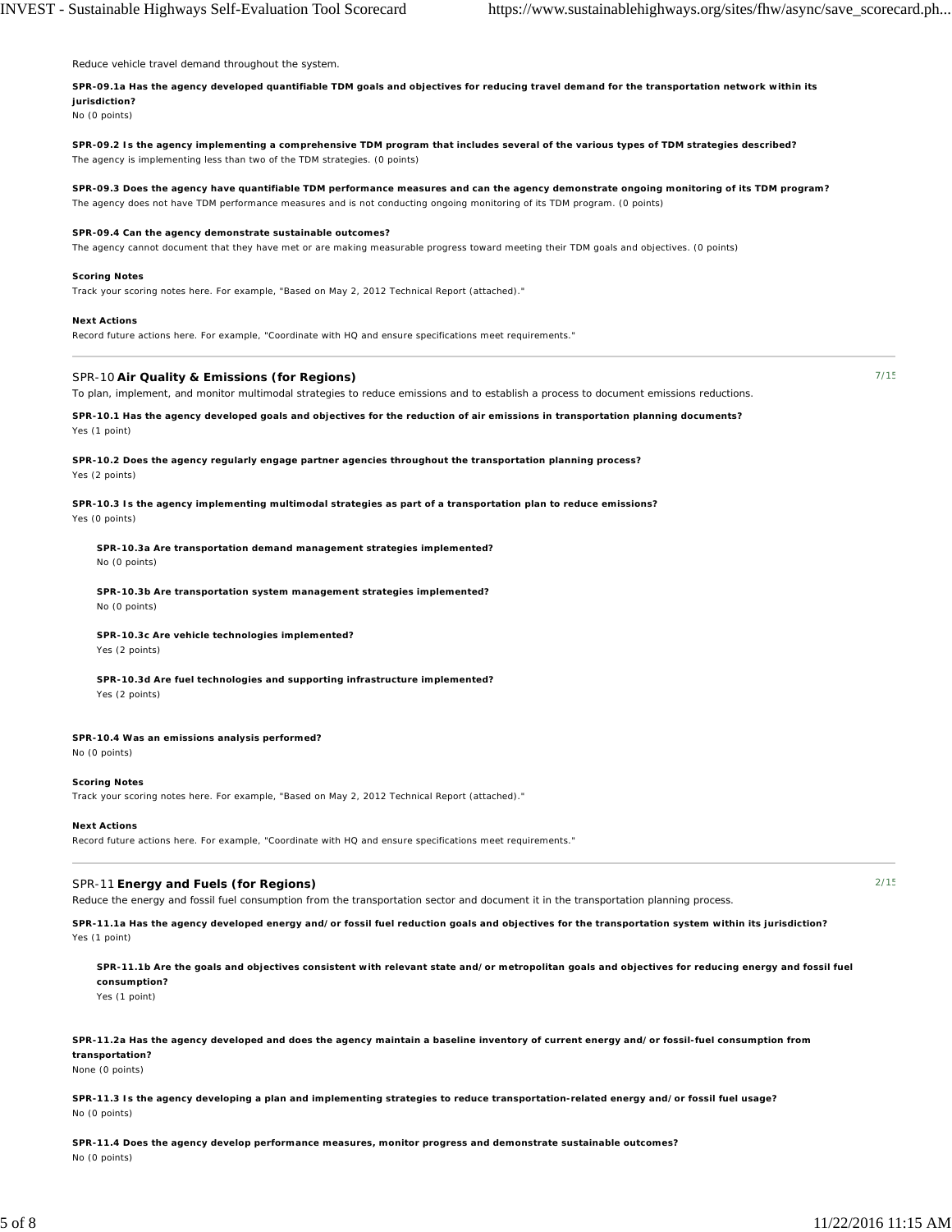Reduce vehicle travel demand throughout the system.

**SPR-09.1a Has the agency developed quantifiable TDM goals and objectives for reducing travel demand for the transportation network within its jurisdiction?**
No (0 points)

**SPR-09.2 Is the agency implementing a comprehensive TDM program that includes several of the various types of TDM strategies described?**
The agency is implementing less than two of the TDM strategies. (0 points)

**SPR-09.3 Does the agency have quantifiable TDM performance measures and can the agency demonstrate ongoing monitoring of its TDM program?**
The agency does not have TDM performance measures and is not conducting ongoing monitoring of its TDM program. (0 points)

**SPR-09.4 Can the agency demonstrate sustainable outcomes?**
The agency cannot document that they have met or are making measurable progress toward meeting their TDM goals and objectives. (0 points)

**Scoring Notes**
Track your scoring notes here. For example, "Based on May 2, 2012 Technical Report (attached)."

**Next Actions**
Record future actions here. For example, "Coordinate with HQ and ensure specifications meet requirements."

---

## SPR-10 **Air Quality & Emissions (for Regions)** 7/15

To plan, implement, and monitor multimodal strategies to reduce emissions and to establish a process to document emissions reductions.

**SPR-10.1 Has the agency developed goals and objectives for the reduction of air emissions in transportation planning documents?**
Yes (1 point)

**SPR-10.2 Does the agency regularly engage partner agencies throughout the transportation planning process?**
Yes (2 points)

**SPR-10.3 Is the agency implementing multimodal strategies as part of a transportation plan to reduce emissions?**
Yes (0 points)

> **SPR-10.3a Are transportation demand management strategies implemented?**
> No (0 points)
>
> **SPR-10.3b Are transportation system management strategies implemented?**
> No (0 points)
>
> **SPR-10.3c Are vehicle technologies implemented?**
> Yes (2 points)
>
> **SPR-10.3d Are fuel technologies and supporting infrastructure implemented?**
> Yes (2 points)

**SPR-10.4 Was an emissions analysis performed?**
No (0 points)

**Scoring Notes**
Track your scoring notes here. For example, "Based on May 2, 2012 Technical Report (attached)."

**Next Actions**
Record future actions here. For example, "Coordinate with HQ and ensure specifications meet requirements."

---

## SPR-11 **Energy and Fuels (for Regions)** 2/15

Reduce the energy and fossil fuel consumption from the transportation sector and document it in the transportation planning process.

**SPR-11.1a Has the agency developed energy and/or fossil fuel reduction goals and objectives for the transportation system within its jurisdiction?**
Yes (1 point)

> **SPR-11.1b Are the goals and objectives consistent with relevant state and/or metropolitan goals and objectives for reducing energy and fossil fuel consumption?**
> Yes (1 point)

**SPR-11.2a Has the agency developed and does the agency maintain a baseline inventory of current energy and/or fossil-fuel consumption from transportation?**
None (0 points)

**SPR-11.3 Is the agency developing a plan and implementing strategies to reduce transportation-related energy and/or fossil fuel usage?**
No (0 points)

**SPR-11.4 Does the agency develop performance measures, monitor progress and demonstrate sustainable outcomes?**
No (0 points)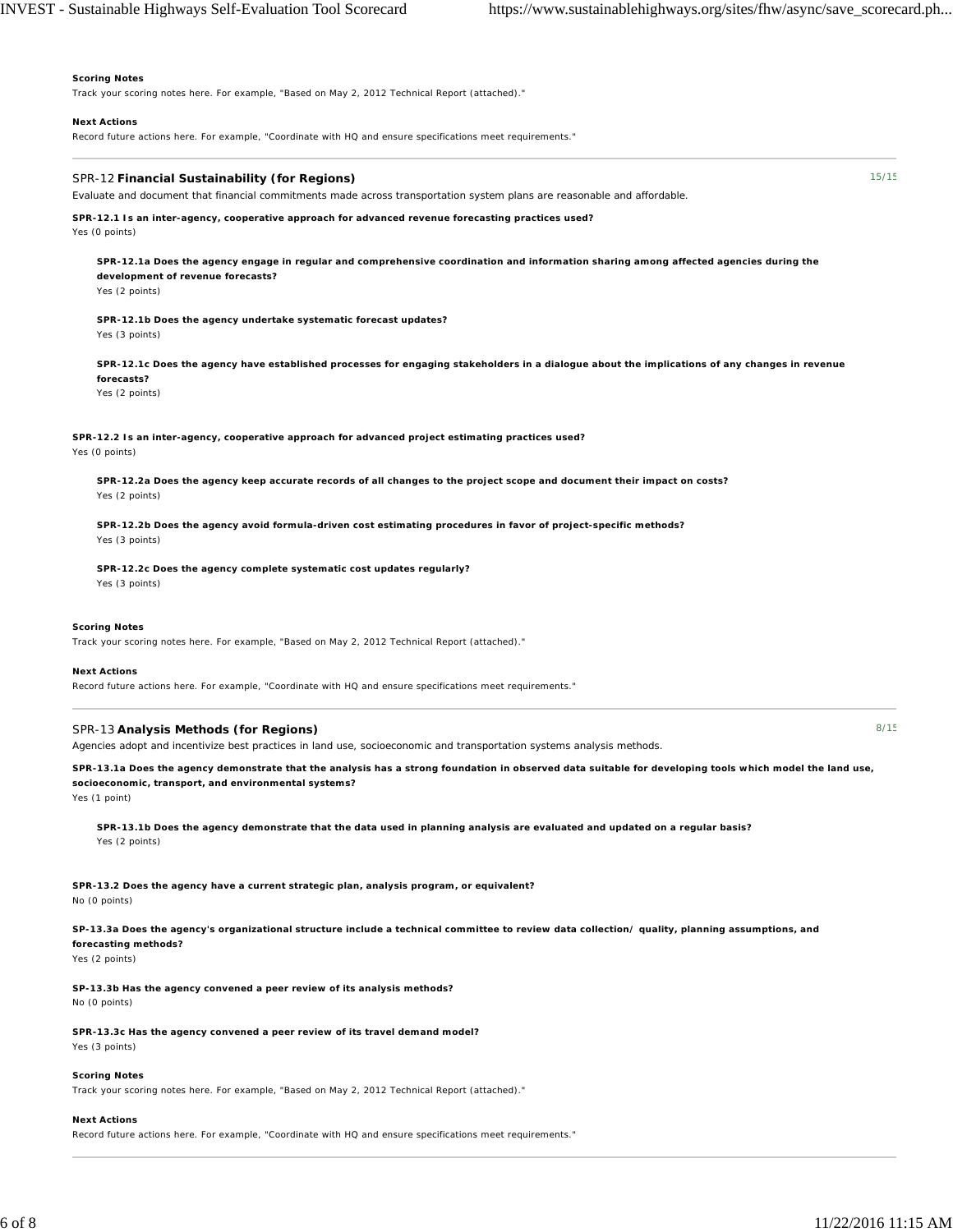**Scoring Notes**

Track your scoring notes here. For example, "Based on May 2, 2012 Technical Report (attached)."

**Next Actions**

Record future actions here. For example, "Coordinate with HQ and ensure specifications meet requirements."

---

## SPR-12 **Financial Sustainability (for Regions)**

15/15

Evaluate and document that financial commitments made across transportation system plans are reasonable and affordable.

**SPR-12.1 Is an inter-agency, cooperative approach for advanced revenue forecasting practices used?**
Yes (0 points)

> **SPR-12.1a Does the agency engage in regular and comprehensive coordination and information sharing among affected agencies during the development of revenue forecasts?**
> Yes (2 points)
>
> **SPR-12.1b Does the agency undertake systematic forecast updates?**
> Yes (3 points)
>
> **SPR-12.1c Does the agency have established processes for engaging stakeholders in a dialogue about the implications of any changes in revenue forecasts?**
> Yes (2 points)

**SPR-12.2 Is an inter-agency, cooperative approach for advanced project estimating practices used?**
Yes (0 points)

> **SPR-12.2a Does the agency keep accurate records of all changes to the project scope and document their impact on costs?**
> Yes (2 points)
>
> **SPR-12.2b Does the agency avoid formula-driven cost estimating procedures in favor of project-specific methods?**
> Yes (3 points)
>
> **SPR-12.2c Does the agency complete systematic cost updates regularly?**
> Yes (3 points)

**Scoring Notes**

Track your scoring notes here. For example, "Based on May 2, 2012 Technical Report (attached)."

**Next Actions**

Record future actions here. For example, "Coordinate with HQ and ensure specifications meet requirements."

---

## SPR-13 **Analysis Methods (for Regions)**

8/15

Agencies adopt and incentivize best practices in land use, socioeconomic and transportation systems analysis methods.

**SPR-13.1a Does the agency demonstrate that the analysis has a strong foundation in observed data suitable for developing tools which model the land use, socioeconomic, transport, and environmental systems?**
Yes (1 point)

> **SPR-13.1b Does the agency demonstrate that the data used in planning analysis are evaluated and updated on a regular basis?**
> Yes (2 points)

**SPR-13.2 Does the agency have a current strategic plan, analysis program, or equivalent?**
No (0 points)

**SP-13.3a Does the agency's organizational structure include a technical committee to review data collection/ quality, planning assumptions, and forecasting methods?**
Yes (2 points)

**SP-13.3b Has the agency convened a peer review of its analysis methods?**
No (0 points)

**SPR-13.3c Has the agency convened a peer review of its travel demand model?**
Yes (3 points)

**Scoring Notes**

Track your scoring notes here. For example, "Based on May 2, 2012 Technical Report (attached)."

**Next Actions**

Record future actions here. For example, "Coordinate with HQ and ensure specifications meet requirements."

---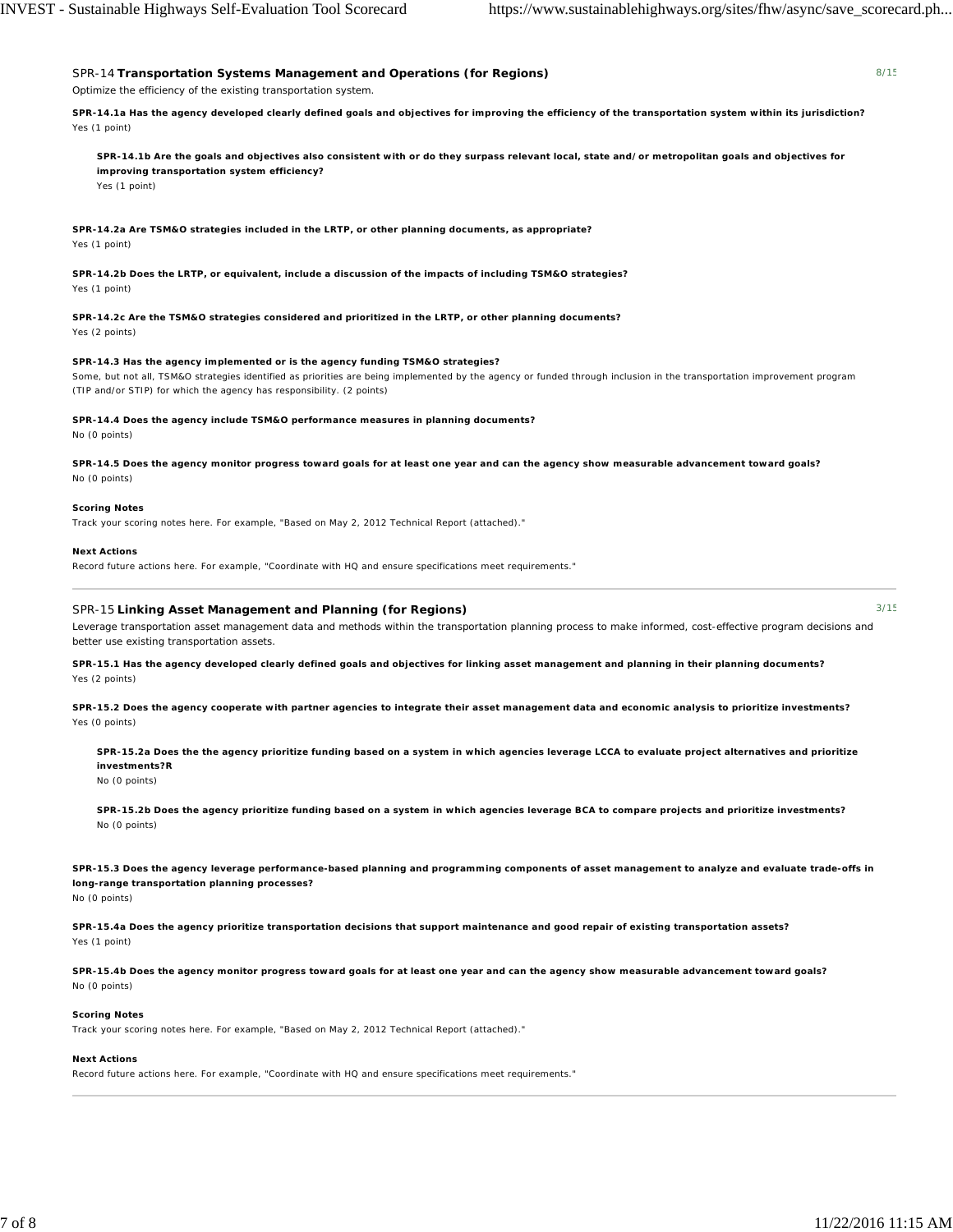## SPR-14 **Transportation Systems Management and Operations (for Regions)**

8/15

Optimize the efficiency of the existing transportation system.

**SPR-14.1a Has the agency developed clearly defined goals and objectives for improving the efficiency of the transportation system within its jurisdiction?**
Yes (1 point)

**SPR-14.1b Are the goals and objectives also consistent with or do they surpass relevant local, state and/or metropolitan goals and objectives for improving transportation system efficiency?**
Yes (1 point)

**SPR-14.2a Are TSM&O strategies included in the LRTP, or other planning documents, as appropriate?**
Yes (1 point)

**SPR-14.2b Does the LRTP, or equivalent, include a discussion of the impacts of including TSM&O strategies?**
Yes (1 point)

**SPR-14.2c Are the TSM&O strategies considered and prioritized in the LRTP, or other planning documents?**
Yes (2 points)

**SPR-14.3 Has the agency implemented or is the agency funding TSM&O strategies?**
Some, but not all, TSM&O strategies identified as priorities are being implemented by the agency or funded through inclusion in the transportation improvement program (TIP and/or STIP) for which the agency has responsibility. (2 points)

**SPR-14.4 Does the agency include TSM&O performance measures in planning documents?**
No (0 points)

**SPR-14.5 Does the agency monitor progress toward goals for at least one year and can the agency show measurable advancement toward goals?**
No (0 points)

**Scoring Notes**
Track your scoring notes here. For example, "Based on May 2, 2012 Technical Report (attached)."

**Next Actions**
Record future actions here. For example, "Coordinate with HQ and ensure specifications meet requirements."

---

## SPR-15 **Linking Asset Management and Planning (for Regions)**

3/15

Leverage transportation asset management data and methods within the transportation planning process to make informed, cost-effective program decisions and better use existing transportation assets.

**SPR-15.1 Has the agency developed clearly defined goals and objectives for linking asset management and planning in their planning documents?**
Yes (2 points)

**SPR-15.2 Does the agency cooperate with partner agencies to integrate their asset management data and economic analysis to prioritize investments?**
Yes (0 points)

**SPR-15.2a Does the the agency prioritize funding based on a system in which agencies leverage LCCA to evaluate project alternatives and prioritize investments?R**
No (0 points)

**SPR-15.2b Does the agency prioritize funding based on a system in which agencies leverage BCA to compare projects and prioritize investments?**
No (0 points)

**SPR-15.3 Does the agency leverage performance-based planning and programming components of asset management to analyze and evaluate trade-offs in long-range transportation planning processes?**
No (0 points)

**SPR-15.4a Does the agency prioritize transportation decisions that support maintenance and good repair of existing transportation assets?**
Yes (1 point)

**SPR-15.4b Does the agency monitor progress toward goals for at least one year and can the agency show measurable advancement toward goals?**
No (0 points)

**Scoring Notes**
Track your scoring notes here. For example, "Based on May 2, 2012 Technical Report (attached)."

**Next Actions**
Record future actions here. For example, "Coordinate with HQ and ensure specifications meet requirements."

---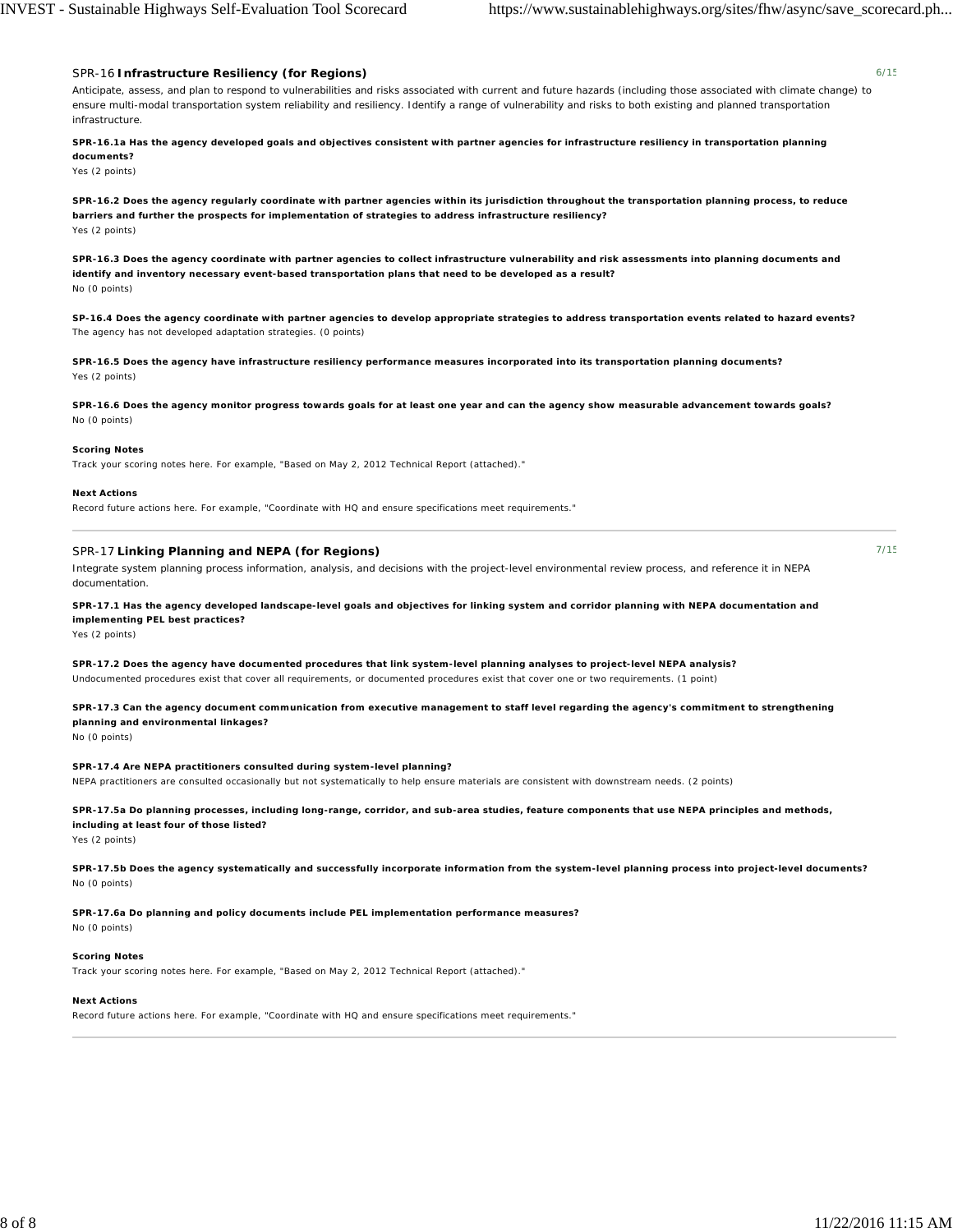## SPR-16 Infrastructure Resiliency (for Regions)

6/15

Anticipate, assess, and plan to respond to vulnerabilities and risks associated with current and future hazards (including those associated with climate change) to ensure multi-modal transportation system reliability and resiliency. Identify a range of vulnerability and risks to both existing and planned transportation infrastructure.

**SPR-16.1a Has the agency developed goals and objectives consistent with partner agencies for infrastructure resiliency in transportation planning documents?**
Yes (2 points)

**SPR-16.2 Does the agency regularly coordinate with partner agencies within its jurisdiction throughout the transportation planning process, to reduce barriers and further the prospects for implementation of strategies to address infrastructure resiliency?**
Yes (2 points)

**SPR-16.3 Does the agency coordinate with partner agencies to collect infrastructure vulnerability and risk assessments into planning documents and identify and inventory necessary event-based transportation plans that need to be developed as a result?**
No (0 points)

**SP-16.4 Does the agency coordinate with partner agencies to develop appropriate strategies to address transportation events related to hazard events?**
The agency has not developed adaptation strategies. (0 points)

**SPR-16.5 Does the agency have infrastructure resiliency performance measures incorporated into its transportation planning documents?**
Yes (2 points)

**SPR-16.6 Does the agency monitor progress towards goals for at least one year and can the agency show measurable advancement towards goals?**
No (0 points)

**Scoring Notes**
Track your scoring notes here. For example, "Based on May 2, 2012 Technical Report (attached)."

**Next Actions**
Record future actions here. For example, "Coordinate with HQ and ensure specifications meet requirements."

---

## SPR-17 Linking Planning and NEPA (for Regions)

7/15

Integrate system planning process information, analysis, and decisions with the project-level environmental review process, and reference it in NEPA documentation.

**SPR-17.1 Has the agency developed landscape-level goals and objectives for linking system and corridor planning with NEPA documentation and implementing PEL best practices?**
Yes (2 points)

**SPR-17.2 Does the agency have documented procedures that link system-level planning analyses to project-level NEPA analysis?**
Undocumented procedures exist that cover all requirements, or documented procedures exist that cover one or two requirements. (1 point)

**SPR-17.3 Can the agency document communication from executive management to staff level regarding the agency's commitment to strengthening planning and environmental linkages?**
No (0 points)

**SPR-17.4 Are NEPA practitioners consulted during system-level planning?**
NEPA practitioners are consulted occasionally but not systematically to help ensure materials are consistent with downstream needs. (2 points)

**SPR-17.5a Do planning processes, including long-range, corridor, and sub-area studies, feature components that use NEPA principles and methods, including at least four of those listed?**
Yes (2 points)

**SPR-17.5b Does the agency systematically and successfully incorporate information from the system-level planning process into project-level documents?**
No (0 points)

**SPR-17.6a Do planning and policy documents include PEL implementation performance measures?**
No (0 points)

**Scoring Notes**
Track your scoring notes here. For example, "Based on May 2, 2012 Technical Report (attached)."

**Next Actions**
Record future actions here. For example, "Coordinate with HQ and ensure specifications meet requirements."